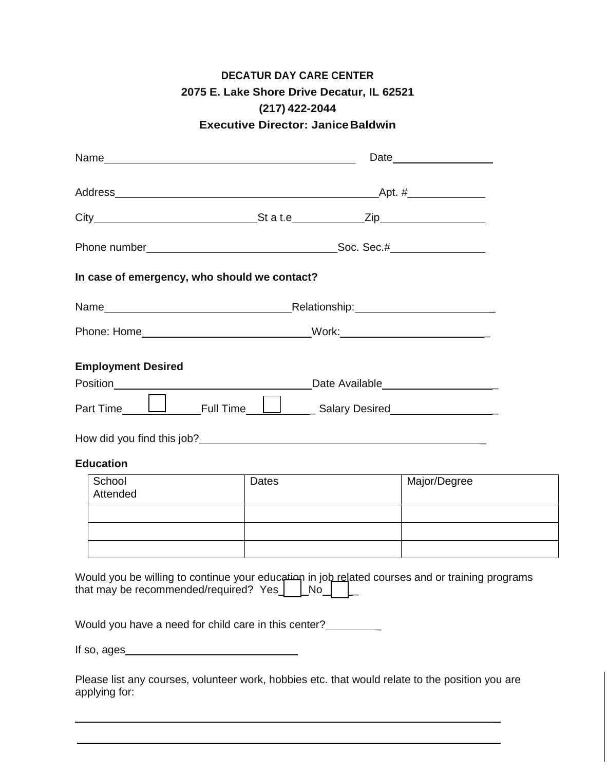**DECATUR DAY CARE CENTER**

**2075 E. Lake Shore Drive Decatur, IL 62521**

**(217) 422-2044**

**Executive Director: Janice Baldwin**

Name\_\_\_\_\_\_\_\_\_\_\_\_\_\_\_\_\_\_\_\_\_\_\_\_\_\_\_\_\_\_\_\_\_\_\_\_\_\_\_\_ Date\_\_\_\_\_\_\_\_\_\_\_\_\_\_\_\_

Address\_\_\_\_\_\_\_\_\_\_\_\_\_\_\_\_\_\_\_\_\_\_\_\_\_\_\_\_\_\_\_\_\_\_\_\_\_\_\_\_\_\_Apt. #\_\_\_\_\_\_\_\_\_\_\_\_

City\_\_\_\_\_\_\_\_\_\_\_\_\_\_\_\_\_\_\_\_\_\_\_\_\_\_St a t.e\_\_\_\_\_\_\_\_\_\_\_Zip\_\_\_\_\_\_\_\_\_\_\_\_\_\_\_\_

Phone number\_\_\_\_\_\_\_\_\_\_\_\_\_\_\_\_\_\_\_\_\_\_\_\_\_\_\_\_\_\_\_Soc. Sec.#\_\_\_\_\_\_\_\_\_\_\_\_\_\_\_

**In case of emergency, who should we contact?**

Name\_\_\_\_\_\_\_\_\_\_\_\_\_\_\_\_\_\_\_\_\_\_\_\_\_\_\_\_\_\_Relationship:\_\_\_\_\_\_\_\_\_\_\_\_\_\_\_\_\_\_\_\_\_\_

Phone: Home\_\_\_\_\_\_\_\_\_\_\_\_\_\_\_\_\_\_\_\_\_\_\_\_\_\_\_Work:\_\_\_\_\_\_\_\_\_\_\_\_\_\_\_\_\_\_\_\_\_\_\_

**Employment Desired**

Position\_\_\_\_\_\_\_\_\_\_\_\_\_\_\_\_\_\_\_\_\_\_\_\_\_\_\_\_\_\_\_Date Available\_\_\_\_\_\_\_\_\_\_\_\_\_\_\_\_\_\_

Part Time ☐ Full Time ☐ Salary Desired\_\_\_\_\_\_\_\_\_\_\_\_\_\_\_\_\_

How did you find this job?\_\_\_\_\_\_\_\_\_\_\_\_\_\_\_\_\_\_\_\_\_\_\_\_\_\_\_\_\_\_\_\_\_\_\_\_\_\_\_\_\_\_\_\_

**Education**

| School Attended | Dates | Major/Degree |
|---|---|---|
| | | |
| | | |
| | | |

Would you be willing to continue your education in job related courses and or training programs that may be recommended/required? Yes ☐ No ☐

Would you have a need for child care in this center?\_\_\_\_\_\_\_\_\_

If so, ages\_\_\_\_\_\_\_\_\_\_\_\_\_\_\_\_\_\_\_\_\_\_\_\_\_\_\_\_

Please list any courses, volunteer work, hobbies etc. that would relate to the position you are applying for:

\_\_\_\_\_\_\_\_\_\_\_\_\_\_\_\_\_\_\_\_\_\_\_\_\_\_\_\_\_\_\_\_\_\_\_\_\_\_\_\_\_\_\_\_\_\_\_\_\_\_\_\_\_\_\_\_\_\_\_\_\_\_\_\_\_\_\_\_\_\_

\_\_\_\_\_\_\_\_\_\_\_\_\_\_\_\_\_\_\_\_\_\_\_\_\_\_\_\_\_\_\_\_\_\_\_\_\_\_\_\_\_\_\_\_\_\_\_\_\_\_\_\_\_\_\_\_\_\_\_\_\_\_\_\_\_\_\_\_\_\_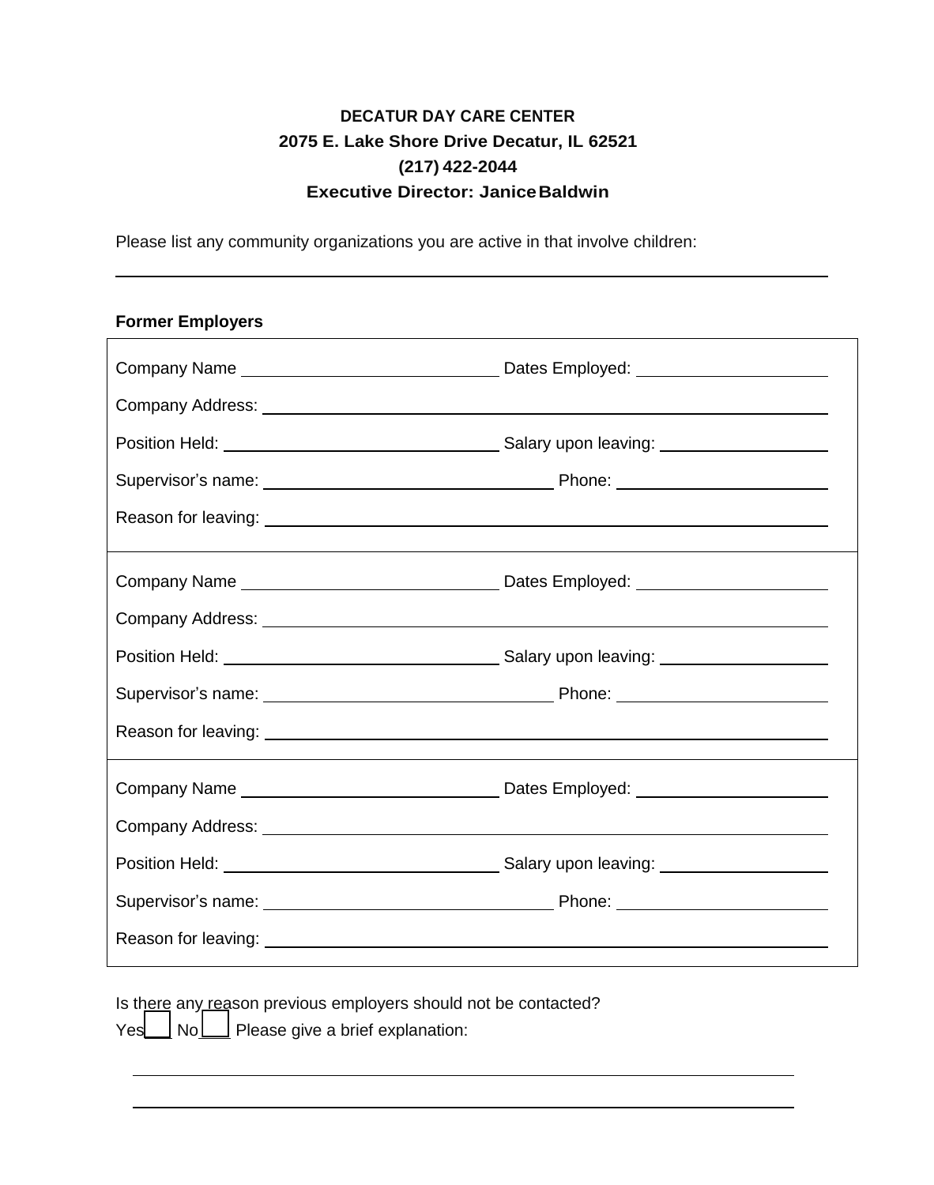**DECATUR DAY CARE CENTER**
**2075 E. Lake Shore Drive Decatur, IL 62521**
**(217) 422-2044**
**Executive Director: Janice Baldwin**

Please list any community organizations you are active in that involve children:

______________________________________________________________________

**Former Employers**

Company Name ____________________________ Dates Employed: ____________________

Company Address: ____________________________________________________________

Position Held: ______________________________ Salary upon leaving: __________________

Supervisor's name: __________________________ Phone: ______________________

Reason for leaving: ___________________________________________________________

---

Company Name ____________________________ Dates Employed: ____________________

Company Address: ____________________________________________________________

Position Held: ______________________________ Salary upon leaving: __________________

Supervisor's name: __________________________ Phone: ______________________

Reason for leaving: ___________________________________________________________

---

Company Name ____________________________ Dates Employed: ____________________

Company Address: ____________________________________________________________

Position Held: ______________________________ Salary upon leaving: __________________

Supervisor's name: __________________________ Phone: ______________________

Reason for leaving: ___________________________________________________________

Is there any reason previous employers should not be contacted?

Yes ☐ No ☐ Please give a brief explanation:

______________________________________________________________________

______________________________________________________________________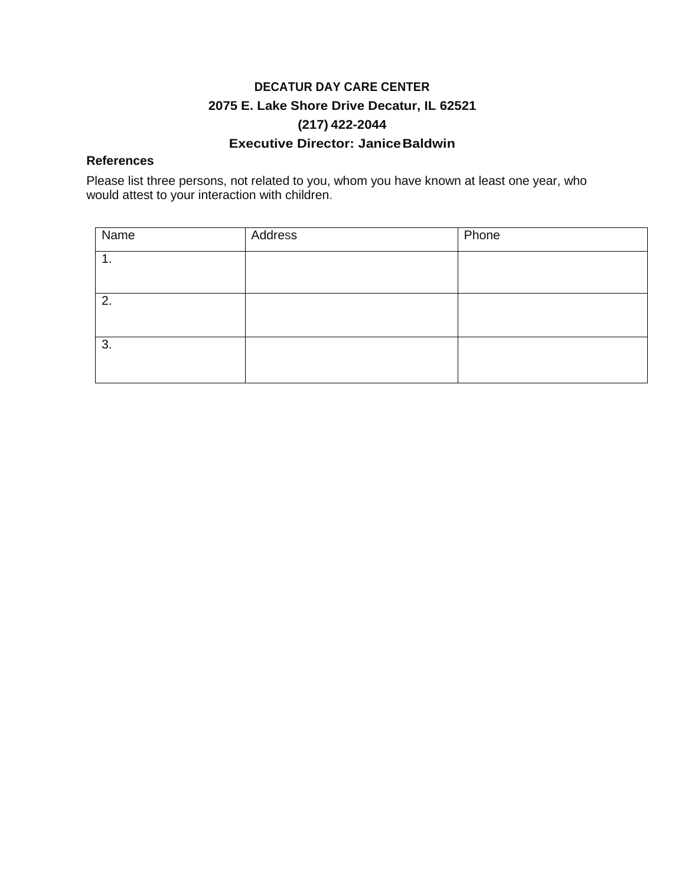**DECATUR DAY CARE CENTER**

**2075 E. Lake Shore Drive Decatur, IL 62521**

**(217) 422-2044**

**Executive Director: Janice Baldwin**

**References**

Please list three persons, not related to you, whom you have known at least one year, who would attest to your interaction with children.

| Name | Address | Phone |
|---|---|---|
| 1. | | |
| 2. | | |
| 3. | | |